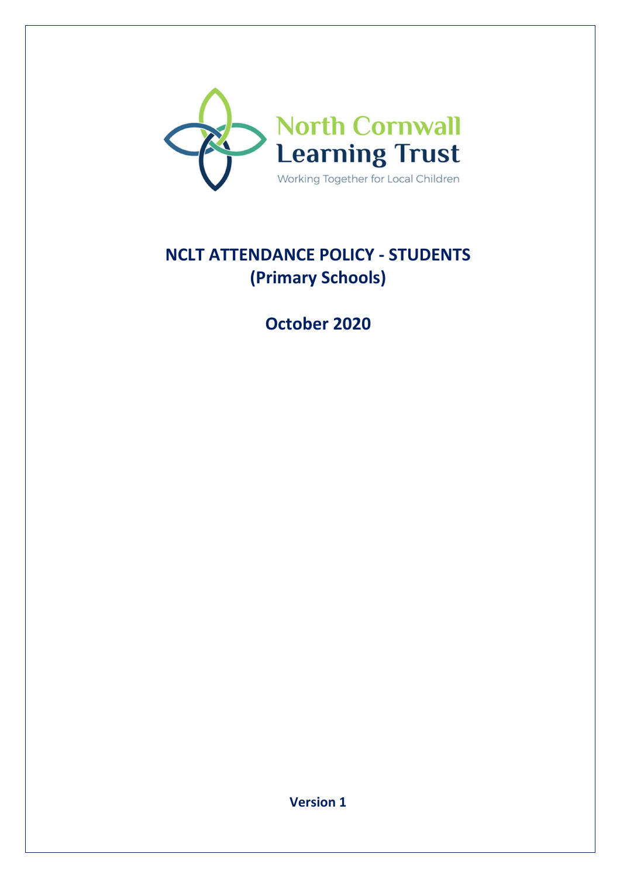North Cornwall Learning Trust

Working Together for Local Children

# NCLT ATTENDANCE POLICY - STUDENTS (Primary Schools)

## October 2020

**Version 1**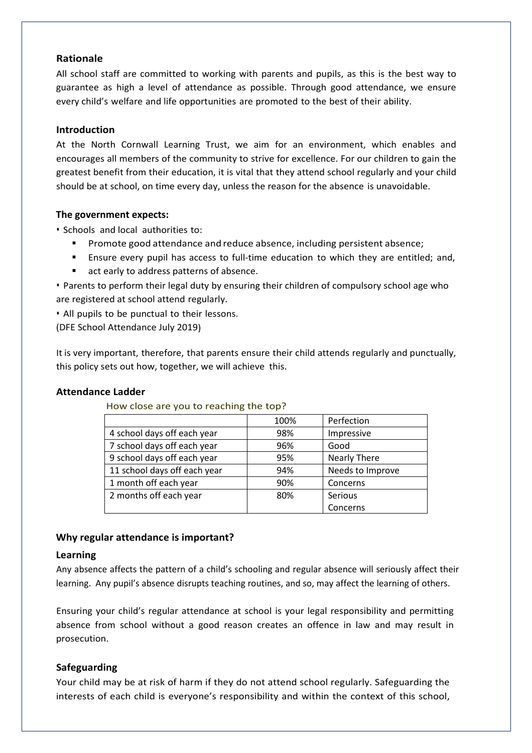## Rationale

All school staff are committed to working with parents and pupils, as this is the best way to guarantee as high a level of attendance as possible. Through good attendance, we ensure every child's welfare and life opportunities are promoted to the best of their ability.

## Introduction

At the North Cornwall Learning Trust, we aim for an environment, which enables and encourages all members of the community to strive for excellence. For our children to gain the greatest benefit from their education, it is vital that they attend school regularly and your child should be at school, on time every day, unless the reason for the absence is unavoidable.

### The government expects:

- Schools and local authorities to:
  - Promote good attendance and reduce absence, including persistent absence;
  - Ensure every pupil has access to full-time education to which they are entitled; and,
  - act early to address patterns of absence.
- Parents to perform their legal duty by ensuring their children of compulsory school age who are registered at school attend regularly.
- All pupils to be punctual to their lessons.

(DFE School Attendance July 2019)

It is very important, therefore, that parents ensure their child attends regularly and punctually, this policy sets out how, together, we will achieve this.

## Attendance Ladder

How close are you to reaching the top?

| | 100% | Perfection |
|---|---|---|
| 4 school days off each year | 98% | Impressive |
| 7 school days off each year | 96% | Good |
| 9 school days off each year | 95% | Nearly There |
| 11 school days off each year | 94% | Needs to Improve |
| 1 month off each year | 90% | Concerns |
| 2 months off each year | 80% | Serious Concerns |

## Why regular attendance is important?

### Learning

Any absence affects the pattern of a child's schooling and regular absence will seriously affect their learning. Any pupil's absence disrupts teaching routines, and so, may affect the learning of others.

Ensuring your child's regular attendance at school is your legal responsibility and permitting absence from school without a good reason creates an offence in law and may result in prosecution.

### Safeguarding

Your child may be at risk of harm if they do not attend school regularly. Safeguarding the interests of each child is everyone's responsibility and within the context of this school,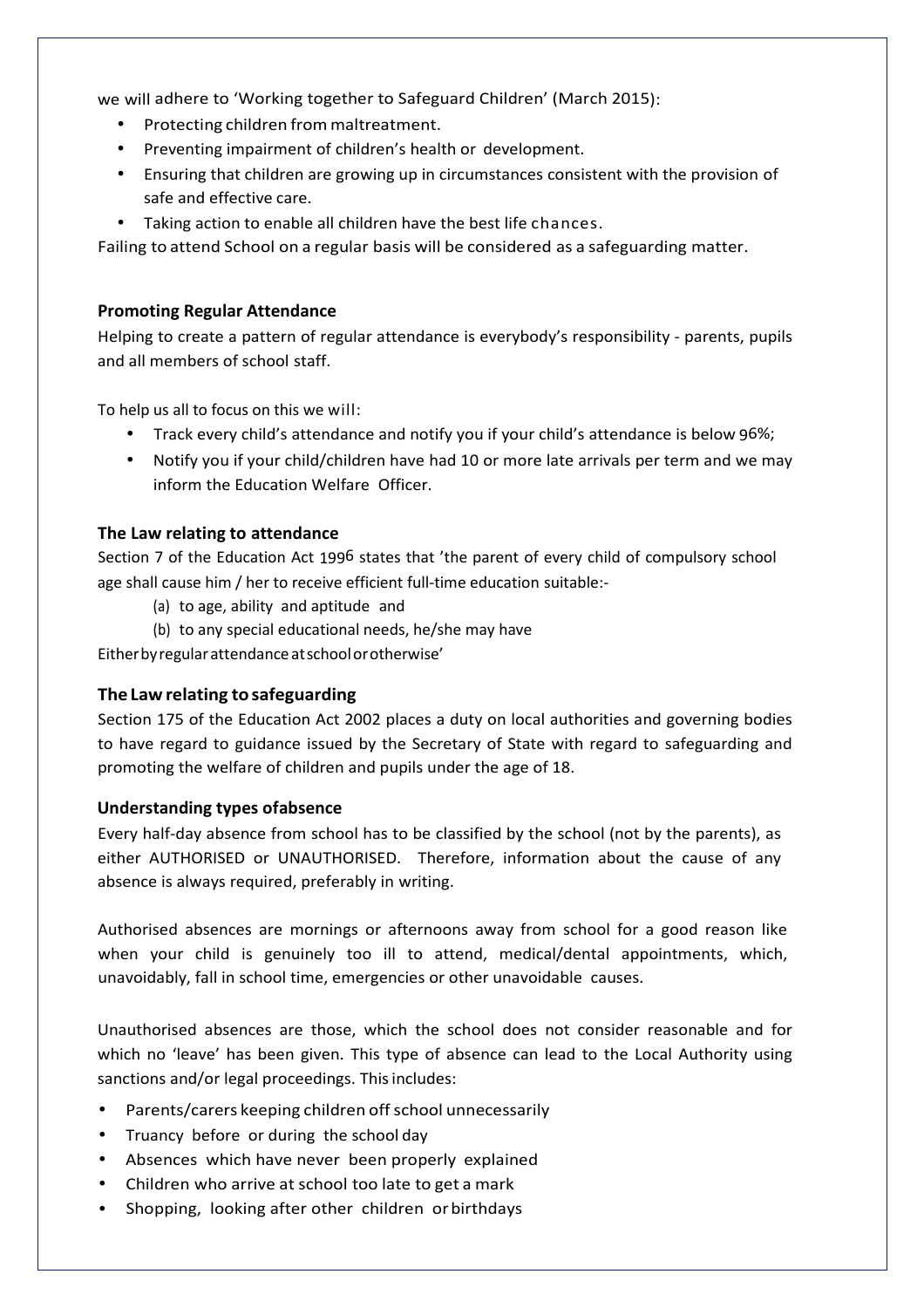we will adhere to 'Working together to Safeguard Children' (March 2015):

- Protecting children from maltreatment.
- Preventing impairment of children's health or development.
- Ensuring that children are growing up in circumstances consistent with the provision of safe and effective care.
- Taking action to enable all children have the best life chances.

Failing to attend School on a regular basis will be considered as a safeguarding matter.

### Promoting Regular Attendance

Helping to create a pattern of regular attendance is everybody's responsibility - parents, pupils and all members of school staff.

To help us all to focus on this we will:

- Track every child's attendance and notify you if your child's attendance is below 96%;
- Notify you if your child/children have had 10 or more late arrivals per term and we may inform the Education Welfare Officer.

### The Law relating to attendance

Section 7 of the Education Act 1996 states that 'the parent of every child of compulsory school age shall cause him / her to receive efficient full-time education suitable:-

(a) to age, ability and aptitude and
(b) to any special educational needs, he/she may have

Either by regular attendance at school or otherwise'

### The Law relating to safeguarding

Section 175 of the Education Act 2002 places a duty on local authorities and governing bodies to have regard to guidance issued by the Secretary of State with regard to safeguarding and promoting the welfare of children and pupils under the age of 18.

### Understanding types of absence

Every half-day absence from school has to be classified by the school (not by the parents), as either AUTHORISED or UNAUTHORISED. Therefore, information about the cause of any absence is always required, preferably in writing.

Authorised absences are mornings or afternoons away from school for a good reason like when your child is genuinely too ill to attend, medical/dental appointments, which, unavoidably, fall in school time, emergencies or other unavoidable causes.

Unauthorised absences are those, which the school does not consider reasonable and for which no 'leave' has been given. This type of absence can lead to the Local Authority using sanctions and/or legal proceedings. This includes:

- Parents/carers keeping children off school unnecessarily
- Truancy before or during the school day
- Absences which have never been properly explained
- Children who arrive at school too late to get a mark
- Shopping, looking after other children or birthdays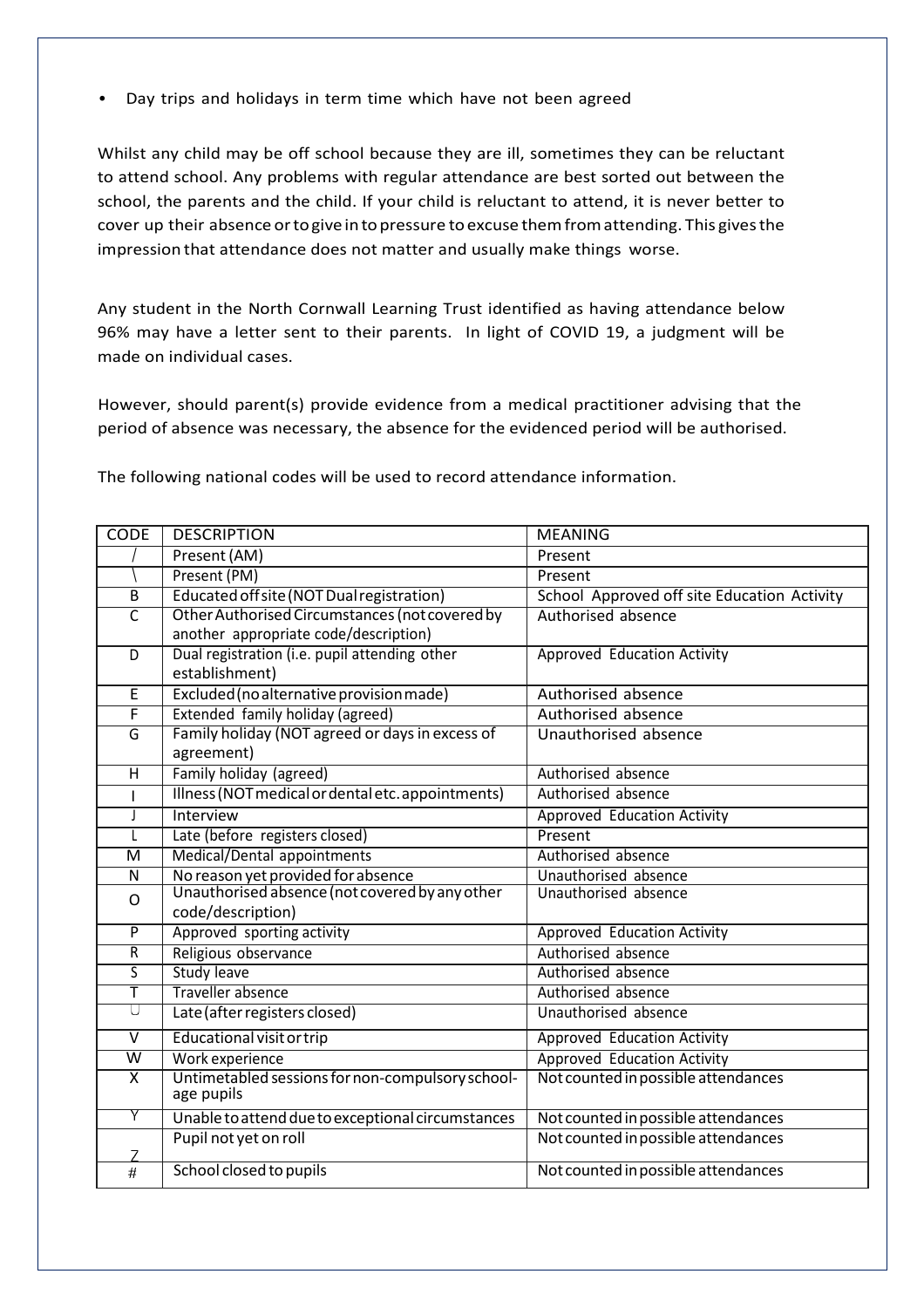- Day trips and holidays in term time which have not been agreed

Whilst any child may be off school because they are ill, sometimes they can be reluctant to attend school. Any problems with regular attendance are best sorted out between the school, the parents and the child. If your child is reluctant to attend, it is never better to cover up their absence or to give in to pressure to excuse them from attending. This gives the impression that attendance does not matter and usually make things worse.

Any student in the North Cornwall Learning Trust identified as having attendance below 96% may have a letter sent to their parents. In light of COVID 19, a judgment will be made on individual cases.

However, should parent(s) provide evidence from a medical practitioner advising that the period of absence was necessary, the absence for the evidenced period will be authorised.

The following national codes will be used to record attendance information.

| CODE | DESCRIPTION | MEANING |
|---|---|---|
| / | Present (AM) | Present |
| \ | Present (PM) | Present |
| B | Educated off site (NOT Dual registration) | School Approved off site Education Activity |
| C | Other Authorised Circumstances (not covered by another appropriate code/description) | Authorised absence |
| D | Dual registration (i.e. pupil attending other establishment) | Approved Education Activity |
| E | Excluded (no alternative provision made) | Authorised absence |
| F | Extended family holiday (agreed) | Authorised absence |
| G | Family holiday (NOT agreed or days in excess of agreement) | Unauthorised absence |
| H | Family holiday (agreed) | Authorised absence |
| I | Illness (NOT medical or dental etc. appointments) | Authorised absence |
| J | Interview | Approved Education Activity |
| L | Late (before registers closed) | Present |
| M | Medical/Dental appointments | Authorised absence |
| N | No reason yet provided for absence | Unauthorised absence |
| O | Unauthorised absence (not covered by any other code/description) | Unauthorised absence |
| P | Approved sporting activity | Approved Education Activity |
| R | Religious observance | Authorised absence |
| S | Study leave | Authorised absence |
| T | Traveller absence | Authorised absence |
| U | Late (after registers closed) | Unauthorised absence |
| V | Educational visit or trip | Approved Education Activity |
| W | Work experience | Approved Education Activity |
| X | Untimetabled sessions for non-compulsory school-age pupils | Not counted in possible attendances |
| Y | Unable to attend due to exceptional circumstances | Not counted in possible attendances |
| Z | Pupil not yet on roll | Not counted in possible attendances |
| # | School closed to pupils | Not counted in possible attendances |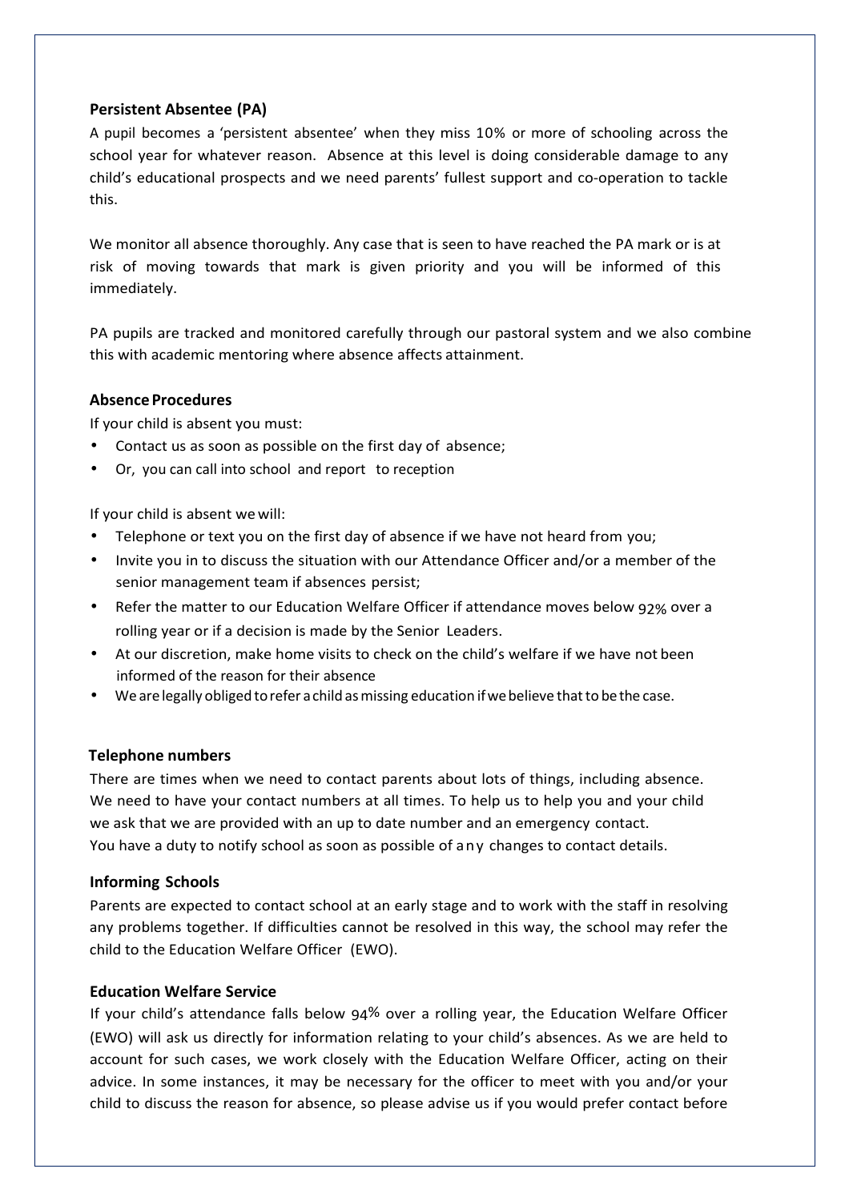### Persistent Absentee (PA)

A pupil becomes a 'persistent absentee' when they miss 10% or more of schooling across the school year for whatever reason. Absence at this level is doing considerable damage to any child's educational prospects and we need parents' fullest support and co-operation to tackle this.

We monitor all absence thoroughly. Any case that is seen to have reached the PA mark or is at risk of moving towards that mark is given priority and you will be informed of this immediately.

PA pupils are tracked and monitored carefully through our pastoral system and we also combine this with academic mentoring where absence affects attainment.

### Absence Procedures

If your child is absent you must:

- Contact us as soon as possible on the first day of absence;
- Or, you can call into school and report to reception

If your child is absent we will:

- Telephone or text you on the first day of absence if we have not heard from you;
- Invite you in to discuss the situation with our Attendance Officer and/or a member of the senior management team if absences persist;
- Refer the matter to our Education Welfare Officer if attendance moves below 92% over a rolling year or if a decision is made by the Senior Leaders.
- At our discretion, make home visits to check on the child's welfare if we have not been informed of the reason for their absence
- We are legally obliged to refer a child as missing education if we believe that to be the case.

### Telephone numbers

There are times when we need to contact parents about lots of things, including absence. We need to have your contact numbers at all times. To help us to help you and your child we ask that we are provided with an up to date number and an emergency contact. You have a duty to notify school as soon as possible of any changes to contact details.

### Informing Schools

Parents are expected to contact school at an early stage and to work with the staff in resolving any problems together. If difficulties cannot be resolved in this way, the school may refer the child to the Education Welfare Officer (EWO).

### Education Welfare Service

If your child's attendance falls below 94% over a rolling year, the Education Welfare Officer (EWO) will ask us directly for information relating to your child's absences. As we are held to account for such cases, we work closely with the Education Welfare Officer, acting on their advice. In some instances, it may be necessary for the officer to meet with you and/or your child to discuss the reason for absence, so please advise us if you would prefer contact before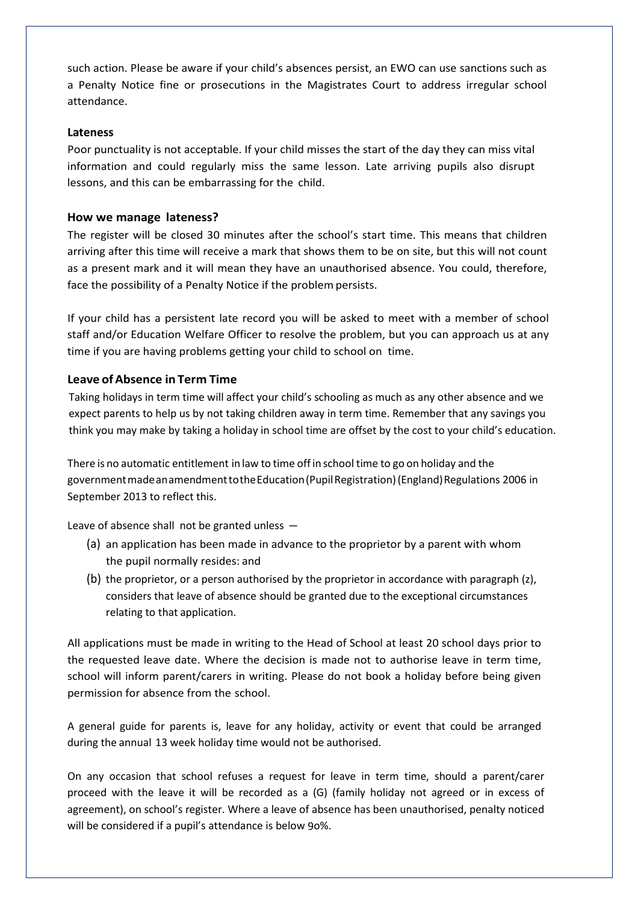such action. Please be aware if your child's absences persist, an EWO can use sanctions such as a Penalty Notice fine or prosecutions in the Magistrates Court to address irregular school attendance.

### Lateness

Poor punctuality is not acceptable. If your child misses the start of the day they can miss vital information and could regularly miss the same lesson. Late arriving pupils also disrupt lessons, and this can be embarrassing for the child.

### How we manage lateness?

The register will be closed 30 minutes after the school's start time. This means that children arriving after this time will receive a mark that shows them to be on site, but this will not count as a present mark and it will mean they have an unauthorised absence. You could, therefore, face the possibility of a Penalty Notice if the problem persists.

If your child has a persistent late record you will be asked to meet with a member of school staff and/or Education Welfare Officer to resolve the problem, but you can approach us at any time if you are having problems getting your child to school on time.

### Leave of Absence in Term Time

Taking holidays in term time will affect your child's schooling as much as any other absence and we expect parents to help us by not taking children away in term time. Remember that any savings you think you may make by taking a holiday in school time are offset by the cost to your child's education.

There is no automatic entitlement in law to time off in school time to go on holiday and the government made an amendment to the Education (Pupil Registration) (England) Regulations 2006 in September 2013 to reflect this.

Leave of absence shall not be granted unless —

(a) an application has been made in advance to the proprietor by a parent with whom the pupil normally resides: and

(b) the proprietor, or a person authorised by the proprietor in accordance with paragraph (z), considers that leave of absence should be granted due to the exceptional circumstances relating to that application.

All applications must be made in writing to the Head of School at least 20 school days prior to the requested leave date. Where the decision is made not to authorise leave in term time, school will inform parent/carers in writing. Please do not book a holiday before being given permission for absence from the school.

A general guide for parents is, leave for any holiday, activity or event that could be arranged during the annual 13 week holiday time would not be authorised.

On any occasion that school refuses a request for leave in term time, should a parent/carer proceed with the leave it will be recorded as a (G) (family holiday not agreed or in excess of agreement), on school's register. Where a leave of absence has been unauthorised, penalty noticed will be considered if a pupil's attendance is below 90%.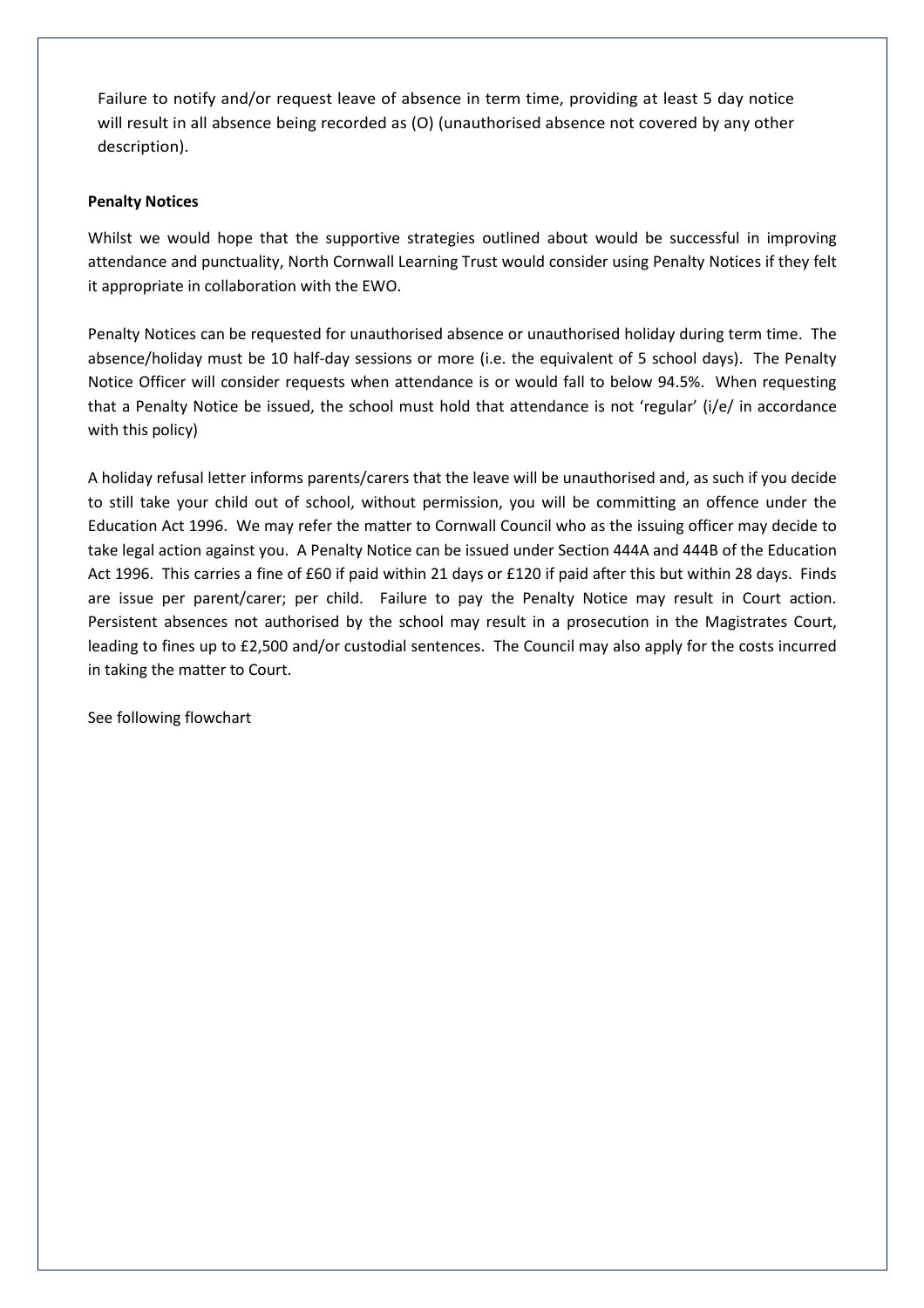Failure to notify and/or request leave of absence in term time, providing at least 5 day notice will result in all absence being recorded as (O) (unauthorised absence not covered by any other description).

**Penalty Notices**

Whilst we would hope that the supportive strategies outlined about would be successful in improving attendance and punctuality, North Cornwall Learning Trust would consider using Penalty Notices if they felt it appropriate in collaboration with the EWO.

Penalty Notices can be requested for unauthorised absence or unauthorised holiday during term time. The absence/holiday must be 10 half-day sessions or more (i.e. the equivalent of 5 school days). The Penalty Notice Officer will consider requests when attendance is or would fall to below 94.5%. When requesting that a Penalty Notice be issued, the school must hold that attendance is not 'regular' (i/e/ in accordance with this policy)

A holiday refusal letter informs parents/carers that the leave will be unauthorised and, as such if you decide to still take your child out of school, without permission, you will be committing an offence under the Education Act 1996. We may refer the matter to Cornwall Council who as the issuing officer may decide to take legal action against you. A Penalty Notice can be issued under Section 444A and 444B of the Education Act 1996. This carries a fine of £60 if paid within 21 days or £120 if paid after this but within 28 days. Finds are issue per parent/carer; per child. Failure to pay the Penalty Notice may result in Court action. Persistent absences not authorised by the school may result in a prosecution in the Magistrates Court, leading to fines up to £2,500 and/or custodial sentences. The Council may also apply for the costs incurred in taking the matter to Court.

See following flowchart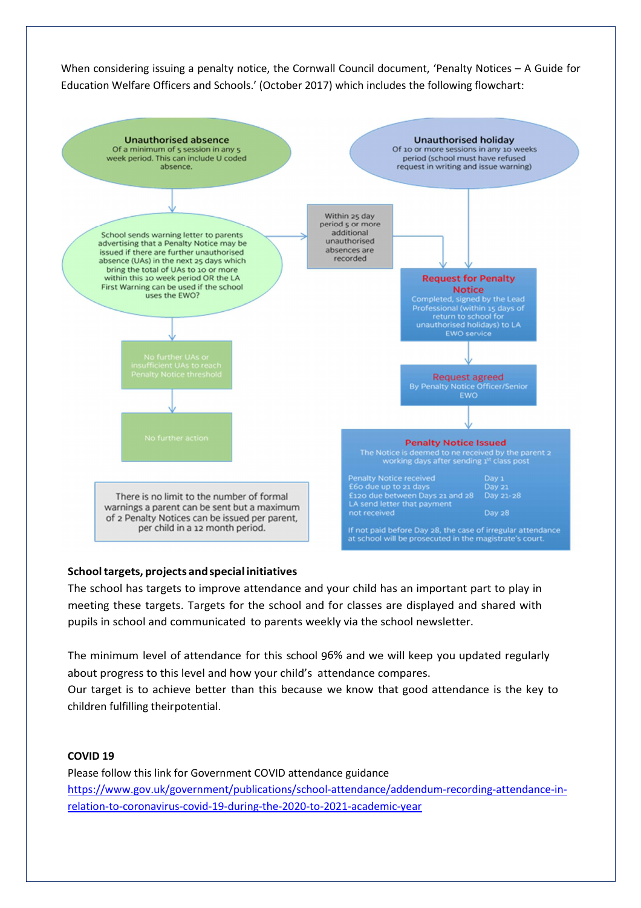When considering issuing a penalty notice, the Cornwall Council document, 'Penalty Notices – A Guide for Education Welfare Officers and Schools.' (October 2017) which includes the following flowchart:

**Unauthorised absence**
Of a minimum of 5 session in any 5 week period. This can include U coded absence.

**Unauthorised holiday**
Of 10 or more sessions in any 10 weeks period (school must have refused request in writing and issue warning)

School sends warning letter to parents advertising that a Penalty Notice may be issued if there are further unauthorised absence (UAs) in the next 25 days which bring the total of UAs to 10 or more within this 10 week period OR the LA First Warning can be used if the school uses the EWO?

Within 25 day period 5 or more additional unauthorised absences are recorded

No further UAs or insufficient UAs to reach Penalty Notice threshold

No further action

**Request for Penalty Notice**
Completed, signed by the Lead Professional (within 15 days of return to school for unauthorised holidays) to LA EWO service

**Request agreed**
By Penalty Notice Officer/Senior EWO

**Penalty Notice Issued**
The Notice is deemed to ne received by the parent 2 working days after sending 1st class post

| | |
|---|---|
| Penalty Notice received | Day 1 |
| £60 due up to 21 days | Day 21 |
| £120 due between Days 21 and 28 | Day 21-28 |
| LA send letter that payment not received | Day 28 |

If not paid before Day 28, the case of irregular attendance at school will be prosecuted in the magistrate's court.

There is no limit to the number of formal warnings a parent can be sent but a maximum of 2 Penalty Notices can be issued per parent, per child in a 12 month period.

**School targets, projects and special initiatives**

The school has targets to improve attendance and your child has an important part to play in meeting these targets. Targets for the school and for classes are displayed and shared with pupils in school and communicated to parents weekly via the school newsletter.

The minimum level of attendance for this school 96% and we will keep you updated regularly about progress to this level and how your child's attendance compares.
Our target is to achieve better than this because we know that good attendance is the key to children fulfilling their potential.

**COVID 19**

Please follow this link for Government COVID attendance guidance
[https://www.gov.uk/government/publications/school-attendance/addendum-recording-attendance-in-relation-to-coronavirus-covid-19-during-the-2020-to-2021-academic-year](https://www.gov.uk/government/publications/school-attendance/addendum-recording-attendance-in-relation-to-coronavirus-covid-19-during-the-2020-to-2021-academic-year)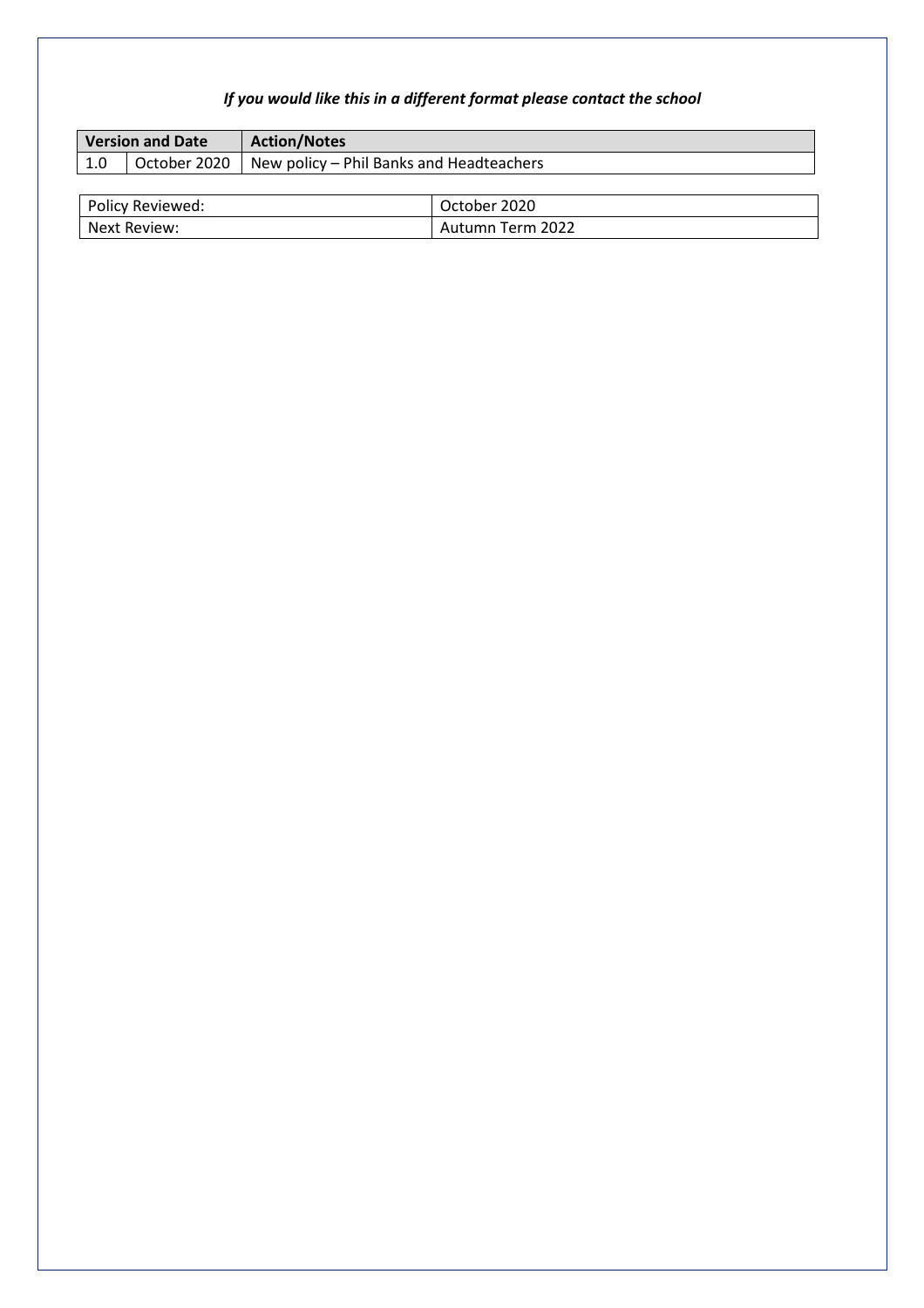***If you would like this in a different format please contact the school***

| Version and Date | | Action/Notes |
|---|---|---|
| 1.0 | October 2020 | New policy – Phil Banks and Headteachers |

| | |
|---|---|
| Policy Reviewed: | October 2020 |
| Next Review: | Autumn Term 2022 |